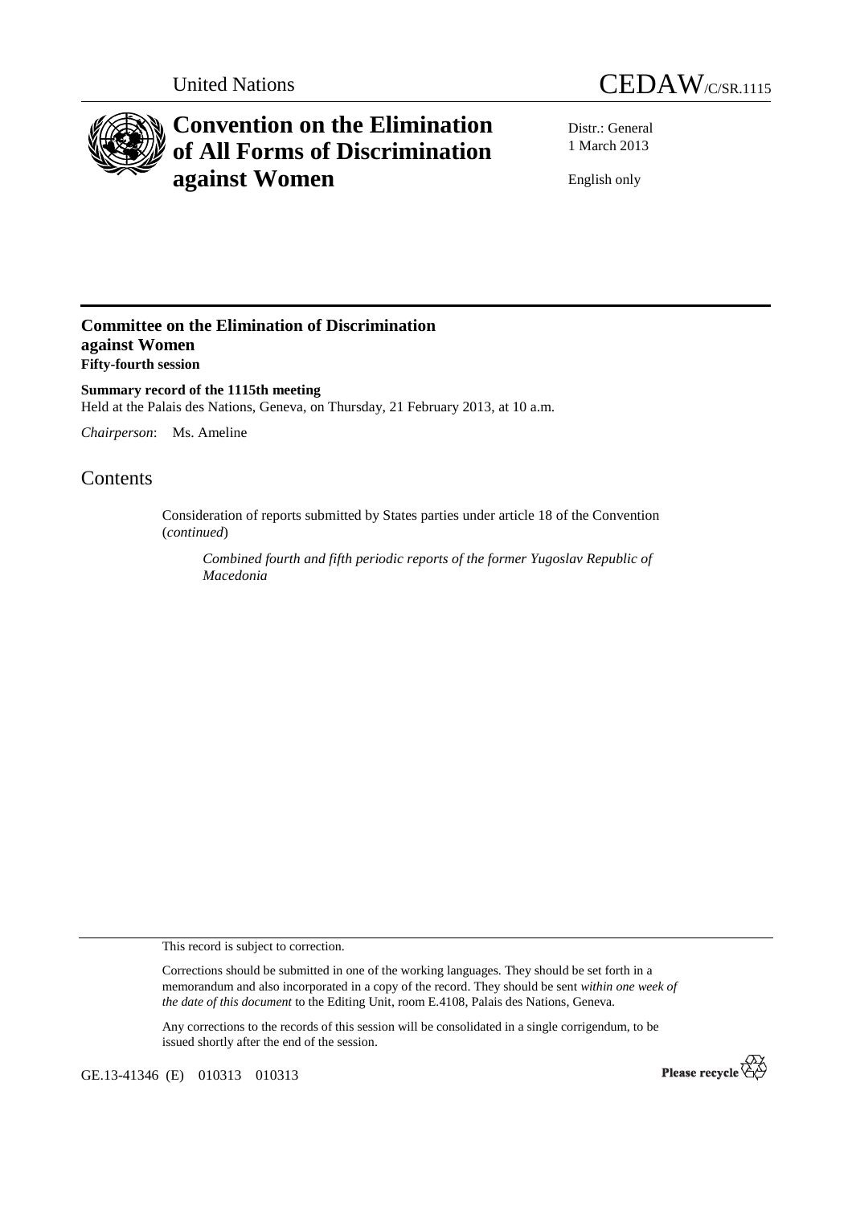United Nations

# CEDAW/C/SR.1115

# Convention on the Elimination of All Forms of Discrimination against Women

Distr.: General
1 March 2013

English only

## Committee on the Elimination of Discrimination against Women
**Fifty-fourth session**

**Summary record of the 1115th meeting**
Held at the Palais des Nations, Geneva, on Thursday, 21 February 2013, at 10 a.m.

*Chairperson*: Ms. Ameline

## Contents

Consideration of reports submitted by States parties under article 18 of the Convention (*continued*)

*Combined fourth and fifth periodic reports of the former Yugoslav Republic of Macedonia*

This record is subject to correction.

Corrections should be submitted in one of the working languages. They should be set forth in a memorandum and also incorporated in a copy of the record. They should be sent *within one week of the date of this document* to the Editing Unit, room E.4108, Palais des Nations, Geneva.

Any corrections to the records of this session will be consolidated in a single corrigendum, to be issued shortly after the end of the session.

GE.13-41346 (E) 010313 010313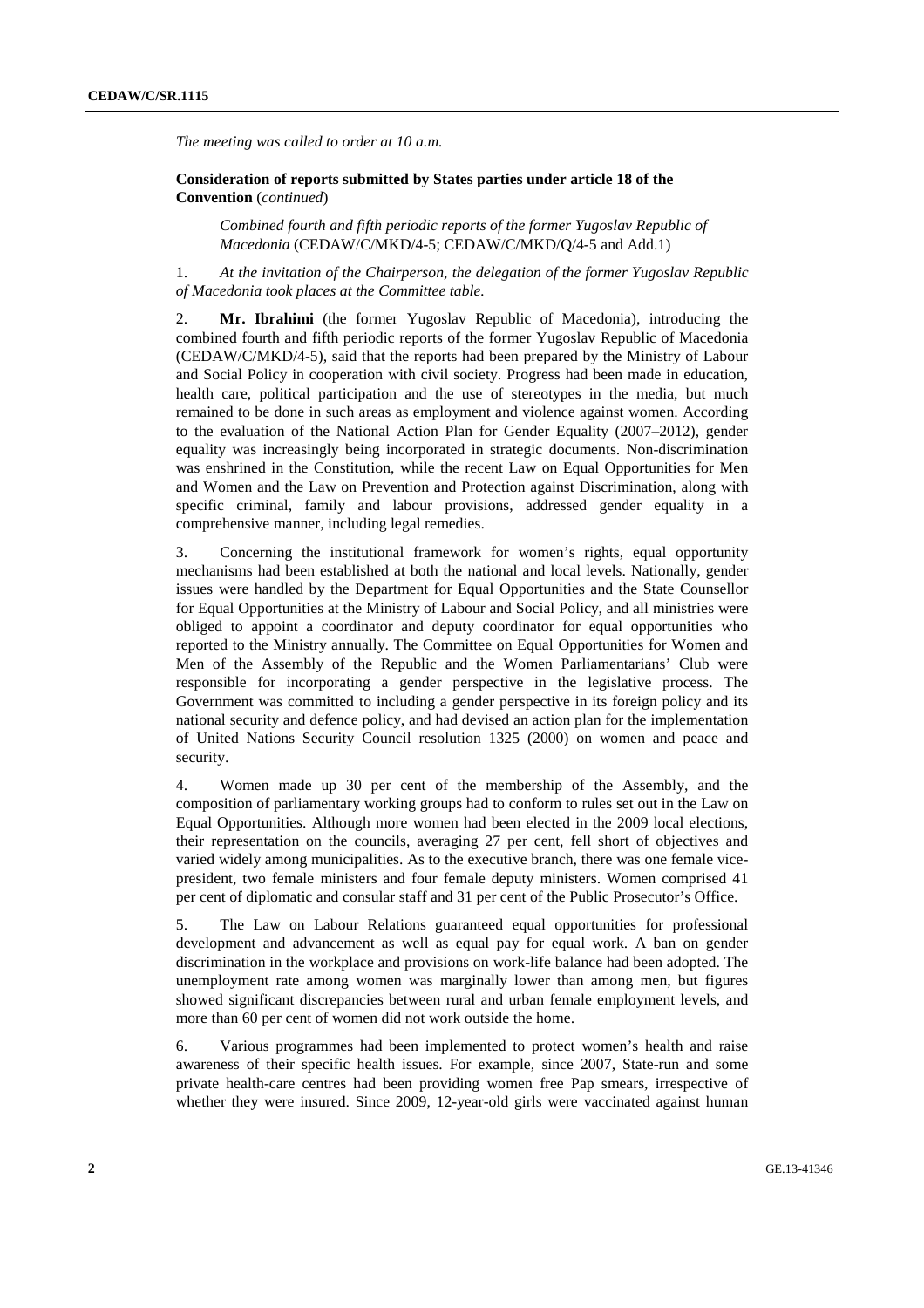*The meeting was called to order at 10 a.m.*

**Consideration of reports submitted by States parties under article 18 of the Convention** (*continued*)

*Combined fourth and fifth periodic reports of the former Yugoslav Republic of Macedonia* (CEDAW/C/MKD/4-5; CEDAW/C/MKD/Q/4-5 and Add.1)

1. *At the invitation of the Chairperson, the delegation of the former Yugoslav Republic of Macedonia took places at the Committee table.*

2. **Mr. Ibrahimi** (the former Yugoslav Republic of Macedonia), introducing the combined fourth and fifth periodic reports of the former Yugoslav Republic of Macedonia (CEDAW/C/MKD/4-5), said that the reports had been prepared by the Ministry of Labour and Social Policy in cooperation with civil society. Progress had been made in education, health care, political participation and the use of stereotypes in the media, but much remained to be done in such areas as employment and violence against women. According to the evaluation of the National Action Plan for Gender Equality (2007–2012), gender equality was increasingly being incorporated in strategic documents. Non-discrimination was enshrined in the Constitution, while the recent Law on Equal Opportunities for Men and Women and the Law on Prevention and Protection against Discrimination, along with specific criminal, family and labour provisions, addressed gender equality in a comprehensive manner, including legal remedies.

3. Concerning the institutional framework for women's rights, equal opportunity mechanisms had been established at both the national and local levels. Nationally, gender issues were handled by the Department for Equal Opportunities and the State Counsellor for Equal Opportunities at the Ministry of Labour and Social Policy, and all ministries were obliged to appoint a coordinator and deputy coordinator for equal opportunities who reported to the Ministry annually. The Committee on Equal Opportunities for Women and Men of the Assembly of the Republic and the Women Parliamentarians' Club were responsible for incorporating a gender perspective in the legislative process. The Government was committed to including a gender perspective in its foreign policy and its national security and defence policy, and had devised an action plan for the implementation of United Nations Security Council resolution 1325 (2000) on women and peace and security.

4. Women made up 30 per cent of the membership of the Assembly, and the composition of parliamentary working groups had to conform to rules set out in the Law on Equal Opportunities. Although more women had been elected in the 2009 local elections, their representation on the councils, averaging 27 per cent, fell short of objectives and varied widely among municipalities. As to the executive branch, there was one female vice-president, two female ministers and four female deputy ministers. Women comprised 41 per cent of diplomatic and consular staff and 31 per cent of the Public Prosecutor's Office.

5. The Law on Labour Relations guaranteed equal opportunities for professional development and advancement as well as equal pay for equal work. A ban on gender discrimination in the workplace and provisions on work-life balance had been adopted. The unemployment rate among women was marginally lower than among men, but figures showed significant discrepancies between rural and urban female employment levels, and more than 60 per cent of women did not work outside the home.

6. Various programmes had been implemented to protect women's health and raise awareness of their specific health issues. For example, since 2007, State-run and some private health-care centres had been providing women free Pap smears, irrespective of whether they were insured. Since 2009, 12-year-old girls were vaccinated against human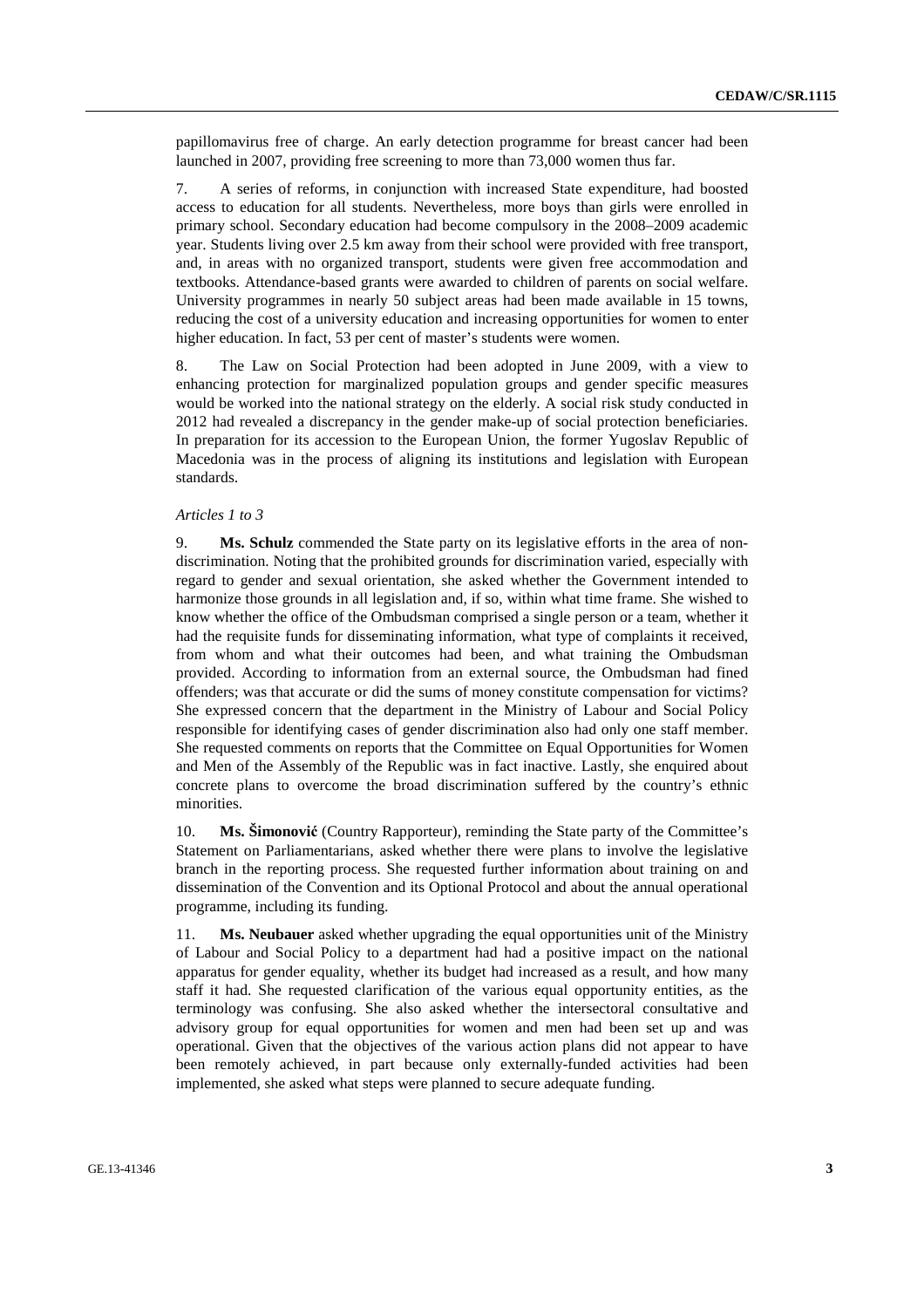papillomavirus free of charge. An early detection programme for breast cancer had been launched in 2007, providing free screening to more than 73,000 women thus far.

7. A series of reforms, in conjunction with increased State expenditure, had boosted access to education for all students. Nevertheless, more boys than girls were enrolled in primary school. Secondary education had become compulsory in the 2008–2009 academic year. Students living over 2.5 km away from their school were provided with free transport, and, in areas with no organized transport, students were given free accommodation and textbooks. Attendance-based grants were awarded to children of parents on social welfare. University programmes in nearly 50 subject areas had been made available in 15 towns, reducing the cost of a university education and increasing opportunities for women to enter higher education. In fact, 53 per cent of master's students were women.

8. The Law on Social Protection had been adopted in June 2009, with a view to enhancing protection for marginalized population groups and gender specific measures would be worked into the national strategy on the elderly. A social risk study conducted in 2012 had revealed a discrepancy in the gender make-up of social protection beneficiaries. In preparation for its accession to the European Union, the former Yugoslav Republic of Macedonia was in the process of aligning its institutions and legislation with European standards.

*Articles 1 to 3*

9. **Ms. Schulz** commended the State party on its legislative efforts in the area of non-discrimination. Noting that the prohibited grounds for discrimination varied, especially with regard to gender and sexual orientation, she asked whether the Government intended to harmonize those grounds in all legislation and, if so, within what time frame. She wished to know whether the office of the Ombudsman comprised a single person or a team, whether it had the requisite funds for disseminating information, what type of complaints it received, from whom and what their outcomes had been, and what training the Ombudsman provided. According to information from an external source, the Ombudsman had fined offenders; was that accurate or did the sums of money constitute compensation for victims? She expressed concern that the department in the Ministry of Labour and Social Policy responsible for identifying cases of gender discrimination also had only one staff member. She requested comments on reports that the Committee on Equal Opportunities for Women and Men of the Assembly of the Republic was in fact inactive. Lastly, she enquired about concrete plans to overcome the broad discrimination suffered by the country's ethnic minorities.

10. **Ms. Šimonović** (Country Rapporteur), reminding the State party of the Committee's Statement on Parliamentarians, asked whether there were plans to involve the legislative branch in the reporting process. She requested further information about training on and dissemination of the Convention and its Optional Protocol and about the annual operational programme, including its funding.

11. **Ms. Neubauer** asked whether upgrading the equal opportunities unit of the Ministry of Labour and Social Policy to a department had had a positive impact on the national apparatus for gender equality, whether its budget had increased as a result, and how many staff it had. She requested clarification of the various equal opportunity entities, as the terminology was confusing. She also asked whether the intersectoral consultative and advisory group for equal opportunities for women and men had been set up and was operational. Given that the objectives of the various action plans did not appear to have been remotely achieved, in part because only externally-funded activities had been implemented, she asked what steps were planned to secure adequate funding.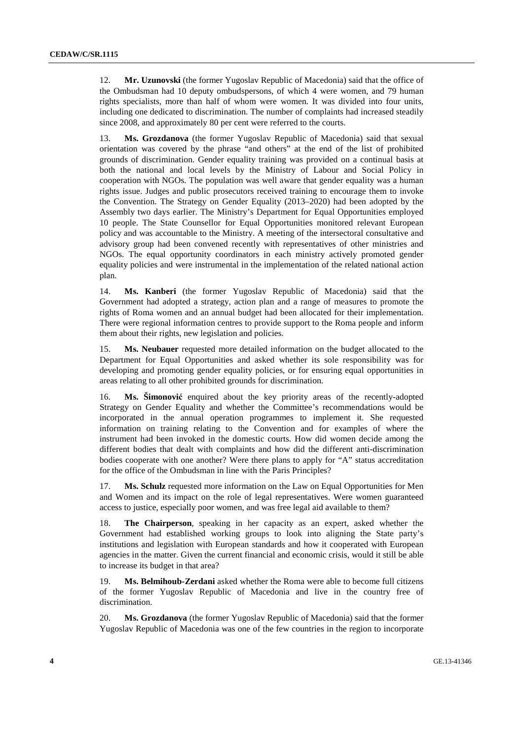12. **Mr. Uzunovski** (the former Yugoslav Republic of Macedonia) said that the office of the Ombudsman had 10 deputy ombudspersons, of which 4 were women, and 79 human rights specialists, more than half of whom were women. It was divided into four units, including one dedicated to discrimination. The number of complaints had increased steadily since 2008, and approximately 80 per cent were referred to the courts.

13. **Ms. Grozdanova** (the former Yugoslav Republic of Macedonia) said that sexual orientation was covered by the phrase "and others" at the end of the list of prohibited grounds of discrimination. Gender equality training was provided on a continual basis at both the national and local levels by the Ministry of Labour and Social Policy in cooperation with NGOs. The population was well aware that gender equality was a human rights issue. Judges and public prosecutors received training to encourage them to invoke the Convention. The Strategy on Gender Equality (2013–2020) had been adopted by the Assembly two days earlier. The Ministry's Department for Equal Opportunities employed 10 people. The State Counsellor for Equal Opportunities monitored relevant European policy and was accountable to the Ministry. A meeting of the intersectoral consultative and advisory group had been convened recently with representatives of other ministries and NGOs. The equal opportunity coordinators in each ministry actively promoted gender equality policies and were instrumental in the implementation of the related national action plan.

14. **Ms. Kanberi** (the former Yugoslav Republic of Macedonia) said that the Government had adopted a strategy, action plan and a range of measures to promote the rights of Roma women and an annual budget had been allocated for their implementation. There were regional information centres to provide support to the Roma people and inform them about their rights, new legislation and policies.

15. **Ms. Neubauer** requested more detailed information on the budget allocated to the Department for Equal Opportunities and asked whether its sole responsibility was for developing and promoting gender equality policies, or for ensuring equal opportunities in areas relating to all other prohibited grounds for discrimination.

16. **Ms. Šimonović** enquired about the key priority areas of the recently-adopted Strategy on Gender Equality and whether the Committee's recommendations would be incorporated in the annual operation programmes to implement it. She requested information on training relating to the Convention and for examples of where the instrument had been invoked in the domestic courts. How did women decide among the different bodies that dealt with complaints and how did the different anti-discrimination bodies cooperate with one another? Were there plans to apply for "A" status accreditation for the office of the Ombudsman in line with the Paris Principles?

17. **Ms. Schulz** requested more information on the Law on Equal Opportunities for Men and Women and its impact on the role of legal representatives. Were women guaranteed access to justice, especially poor women, and was free legal aid available to them?

18. **The Chairperson**, speaking in her capacity as an expert, asked whether the Government had established working groups to look into aligning the State party's institutions and legislation with European standards and how it cooperated with European agencies in the matter. Given the current financial and economic crisis, would it still be able to increase its budget in that area?

19. **Ms. Belmihoub-Zerdani** asked whether the Roma were able to become full citizens of the former Yugoslav Republic of Macedonia and live in the country free of discrimination.

20. **Ms. Grozdanova** (the former Yugoslav Republic of Macedonia) said that the former Yugoslav Republic of Macedonia was one of the few countries in the region to incorporate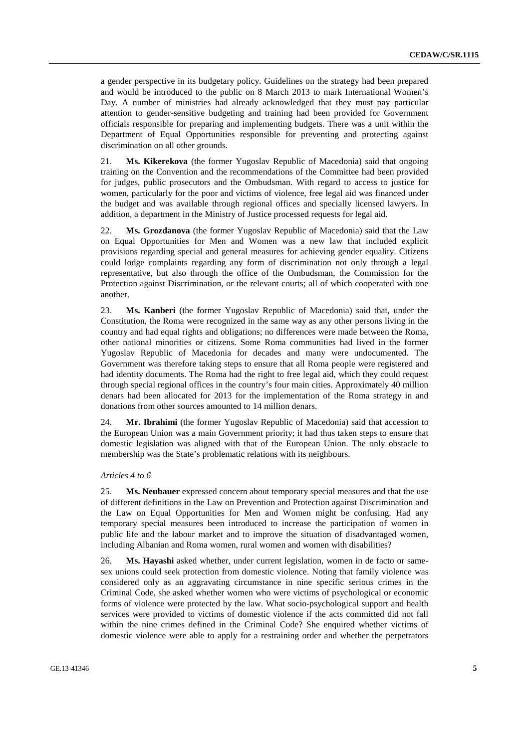a gender perspective in its budgetary policy. Guidelines on the strategy had been prepared and would be introduced to the public on 8 March 2013 to mark International Women's Day. A number of ministries had already acknowledged that they must pay particular attention to gender-sensitive budgeting and training had been provided for Government officials responsible for preparing and implementing budgets. There was a unit within the Department of Equal Opportunities responsible for preventing and protecting against discrimination on all other grounds.

21. **Ms. Kikerekova** (the former Yugoslav Republic of Macedonia) said that ongoing training on the Convention and the recommendations of the Committee had been provided for judges, public prosecutors and the Ombudsman. With regard to access to justice for women, particularly for the poor and victims of violence, free legal aid was financed under the budget and was available through regional offices and specially licensed lawyers. In addition, a department in the Ministry of Justice processed requests for legal aid.

22. **Ms. Grozdanova** (the former Yugoslav Republic of Macedonia) said that the Law on Equal Opportunities for Men and Women was a new law that included explicit provisions regarding special and general measures for achieving gender equality. Citizens could lodge complaints regarding any form of discrimination not only through a legal representative, but also through the office of the Ombudsman, the Commission for the Protection against Discrimination, or the relevant courts; all of which cooperated with one another.

23. **Ms. Kanberi** (the former Yugoslav Republic of Macedonia) said that, under the Constitution, the Roma were recognized in the same way as any other persons living in the country and had equal rights and obligations; no differences were made between the Roma, other national minorities or citizens. Some Roma communities had lived in the former Yugoslav Republic of Macedonia for decades and many were undocumented. The Government was therefore taking steps to ensure that all Roma people were registered and had identity documents. The Roma had the right to free legal aid, which they could request through special regional offices in the country's four main cities. Approximately 40 million denars had been allocated for 2013 for the implementation of the Roma strategy in and donations from other sources amounted to 14 million denars.

24. **Mr. Ibrahimi** (the former Yugoslav Republic of Macedonia) said that accession to the European Union was a main Government priority; it had thus taken steps to ensure that domestic legislation was aligned with that of the European Union. The only obstacle to membership was the State's problematic relations with its neighbours.

*Articles 4 to 6*

25. **Ms. Neubauer** expressed concern about temporary special measures and that the use of different definitions in the Law on Prevention and Protection against Discrimination and the Law on Equal Opportunities for Men and Women might be confusing. Had any temporary special measures been introduced to increase the participation of women in public life and the labour market and to improve the situation of disadvantaged women, including Albanian and Roma women, rural women and women with disabilities?

26. **Ms. Hayashi** asked whether, under current legislation, women in de facto or same-sex unions could seek protection from domestic violence. Noting that family violence was considered only as an aggravating circumstance in nine specific serious crimes in the Criminal Code, she asked whether women who were victims of psychological or economic forms of violence were protected by the law. What socio-psychological support and health services were provided to victims of domestic violence if the acts committed did not fall within the nine crimes defined in the Criminal Code? She enquired whether victims of domestic violence were able to apply for a restraining order and whether the perpetrators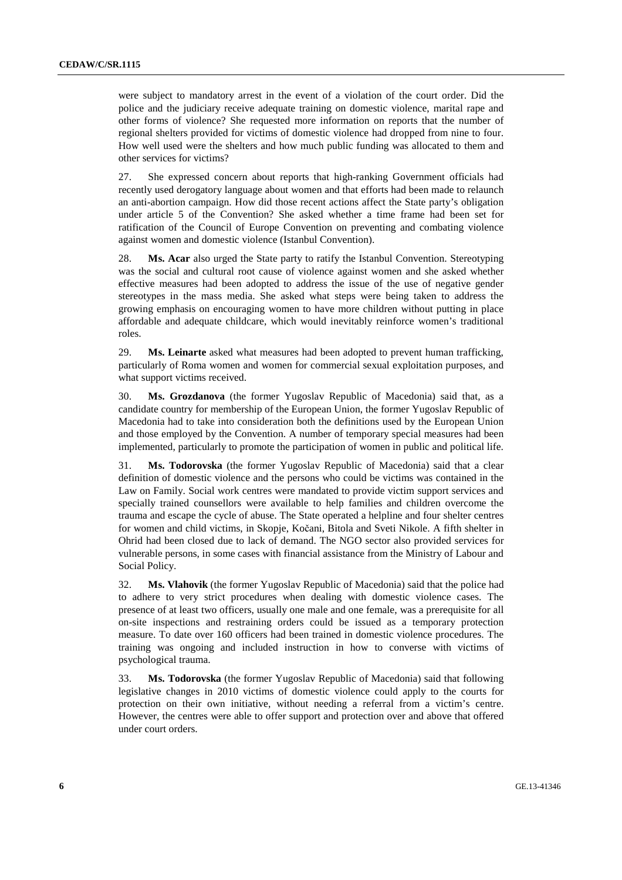were subject to mandatory arrest in the event of a violation of the court order. Did the police and the judiciary receive adequate training on domestic violence, marital rape and other forms of violence? She requested more information on reports that the number of regional shelters provided for victims of domestic violence had dropped from nine to four. How well used were the shelters and how much public funding was allocated to them and other services for victims?

27. She expressed concern about reports that high-ranking Government officials had recently used derogatory language about women and that efforts had been made to relaunch an anti-abortion campaign. How did those recent actions affect the State party's obligation under article 5 of the Convention? She asked whether a time frame had been set for ratification of the Council of Europe Convention on preventing and combating violence against women and domestic violence (Istanbul Convention).

28. **Ms. Acar** also urged the State party to ratify the Istanbul Convention. Stereotyping was the social and cultural root cause of violence against women and she asked whether effective measures had been adopted to address the issue of the use of negative gender stereotypes in the mass media. She asked what steps were being taken to address the growing emphasis on encouraging women to have more children without putting in place affordable and adequate childcare, which would inevitably reinforce women's traditional roles.

29. **Ms. Leinarte** asked what measures had been adopted to prevent human trafficking, particularly of Roma women and women for commercial sexual exploitation purposes, and what support victims received.

30. **Ms. Grozdanova** (the former Yugoslav Republic of Macedonia) said that, as a candidate country for membership of the European Union, the former Yugoslav Republic of Macedonia had to take into consideration both the definitions used by the European Union and those employed by the Convention. A number of temporary special measures had been implemented, particularly to promote the participation of women in public and political life.

31. **Ms. Todorovska** (the former Yugoslav Republic of Macedonia) said that a clear definition of domestic violence and the persons who could be victims was contained in the Law on Family. Social work centres were mandated to provide victim support services and specially trained counsellors were available to help families and children overcome the trauma and escape the cycle of abuse. The State operated a helpline and four shelter centres for women and child victims, in Skopje, Kočani, Bitola and Sveti Nikole. A fifth shelter in Ohrid had been closed due to lack of demand. The NGO sector also provided services for vulnerable persons, in some cases with financial assistance from the Ministry of Labour and Social Policy.

32. **Ms. Vlahovik** (the former Yugoslav Republic of Macedonia) said that the police had to adhere to very strict procedures when dealing with domestic violence cases. The presence of at least two officers, usually one male and one female, was a prerequisite for all on-site inspections and restraining orders could be issued as a temporary protection measure. To date over 160 officers had been trained in domestic violence procedures. The training was ongoing and included instruction in how to converse with victims of psychological trauma.

33. **Ms. Todorovska** (the former Yugoslav Republic of Macedonia) said that following legislative changes in 2010 victims of domestic violence could apply to the courts for protection on their own initiative, without needing a referral from a victim's centre. However, the centres were able to offer support and protection over and above that offered under court orders.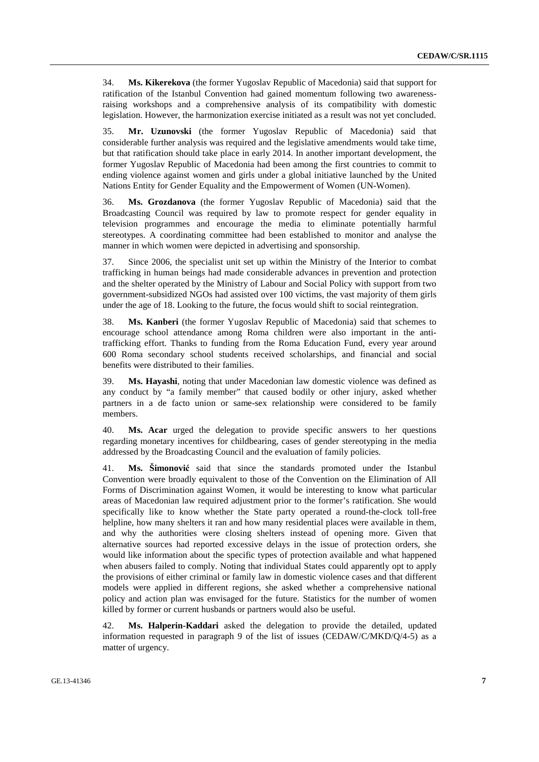34. **Ms. Kikerekova** (the former Yugoslav Republic of Macedonia) said that support for ratification of the Istanbul Convention had gained momentum following two awareness-raising workshops and a comprehensive analysis of its compatibility with domestic legislation. However, the harmonization exercise initiated as a result was not yet concluded.

35. **Mr. Uzunovski** (the former Yugoslav Republic of Macedonia) said that considerable further analysis was required and the legislative amendments would take time, but that ratification should take place in early 2014. In another important development, the former Yugoslav Republic of Macedonia had been among the first countries to commit to ending violence against women and girls under a global initiative launched by the United Nations Entity for Gender Equality and the Empowerment of Women (UN-Women).

36. **Ms. Grozdanova** (the former Yugoslav Republic of Macedonia) said that the Broadcasting Council was required by law to promote respect for gender equality in television programmes and encourage the media to eliminate potentially harmful stereotypes. A coordinating committee had been established to monitor and analyse the manner in which women were depicted in advertising and sponsorship.

37. Since 2006, the specialist unit set up within the Ministry of the Interior to combat trafficking in human beings had made considerable advances in prevention and protection and the shelter operated by the Ministry of Labour and Social Policy with support from two government-subsidized NGOs had assisted over 100 victims, the vast majority of them girls under the age of 18. Looking to the future, the focus would shift to social reintegration.

38. **Ms. Kanberi** (the former Yugoslav Republic of Macedonia) said that schemes to encourage school attendance among Roma children were also important in the anti-trafficking effort. Thanks to funding from the Roma Education Fund, every year around 600 Roma secondary school students received scholarships, and financial and social benefits were distributed to their families.

39. **Ms. Hayashi**, noting that under Macedonian law domestic violence was defined as any conduct by "a family member" that caused bodily or other injury, asked whether partners in a de facto union or same-sex relationship were considered to be family members.

40. **Ms. Acar** urged the delegation to provide specific answers to her questions regarding monetary incentives for childbearing, cases of gender stereotyping in the media addressed by the Broadcasting Council and the evaluation of family policies.

41. **Ms. Šimonović** said that since the standards promoted under the Istanbul Convention were broadly equivalent to those of the Convention on the Elimination of All Forms of Discrimination against Women, it would be interesting to know what particular areas of Macedonian law required adjustment prior to the former's ratification. She would specifically like to know whether the State party operated a round-the-clock toll-free helpline, how many shelters it ran and how many residential places were available in them, and why the authorities were closing shelters instead of opening more. Given that alternative sources had reported excessive delays in the issue of protection orders, she would like information about the specific types of protection available and what happened when abusers failed to comply. Noting that individual States could apparently opt to apply the provisions of either criminal or family law in domestic violence cases and that different models were applied in different regions, she asked whether a comprehensive national policy and action plan was envisaged for the future. Statistics for the number of women killed by former or current husbands or partners would also be useful.

42. **Ms. Halperin-Kaddari** asked the delegation to provide the detailed, updated information requested in paragraph 9 of the list of issues (CEDAW/C/MKD/Q/4-5) as a matter of urgency.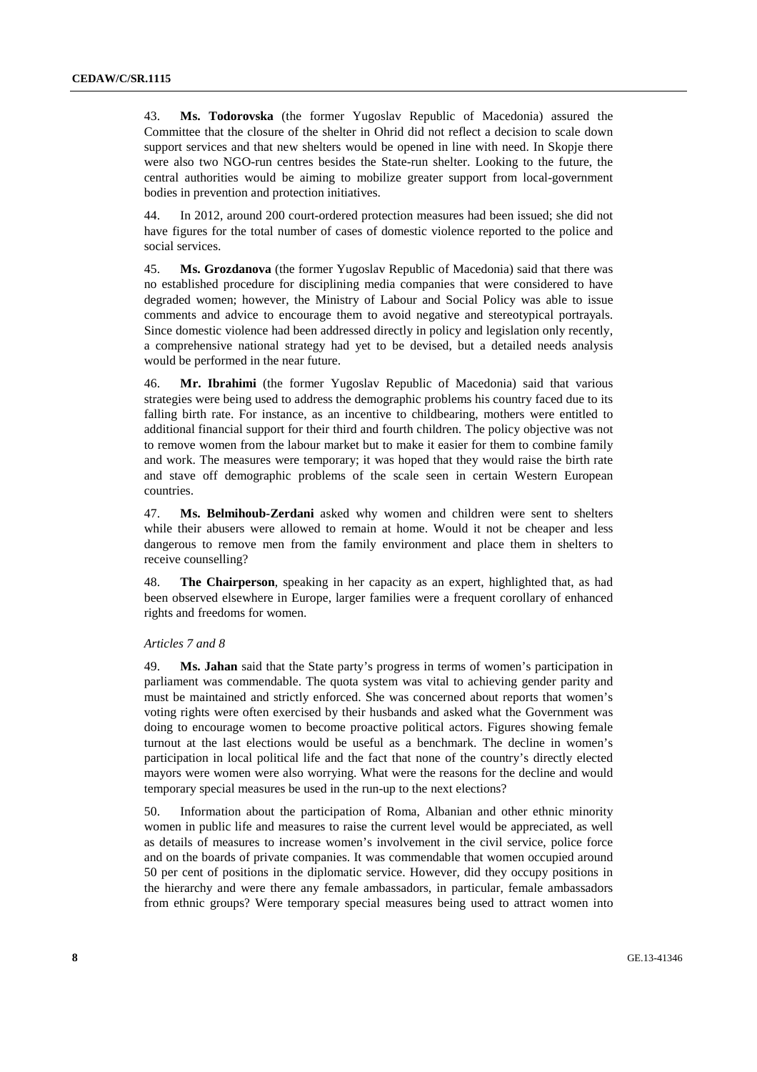43. **Ms. Todorovska** (the former Yugoslav Republic of Macedonia) assured the Committee that the closure of the shelter in Ohrid did not reflect a decision to scale down support services and that new shelters would be opened in line with need. In Skopje there were also two NGO-run centres besides the State-run shelter. Looking to the future, the central authorities would be aiming to mobilize greater support from local-government bodies in prevention and protection initiatives.

44. In 2012, around 200 court-ordered protection measures had been issued; she did not have figures for the total number of cases of domestic violence reported to the police and social services.

45. **Ms. Grozdanova** (the former Yugoslav Republic of Macedonia) said that there was no established procedure for disciplining media companies that were considered to have degraded women; however, the Ministry of Labour and Social Policy was able to issue comments and advice to encourage them to avoid negative and stereotypical portrayals. Since domestic violence had been addressed directly in policy and legislation only recently, a comprehensive national strategy had yet to be devised, but a detailed needs analysis would be performed in the near future.

46. **Mr. Ibrahimi** (the former Yugoslav Republic of Macedonia) said that various strategies were being used to address the demographic problems his country faced due to its falling birth rate. For instance, as an incentive to childbearing, mothers were entitled to additional financial support for their third and fourth children. The policy objective was not to remove women from the labour market but to make it easier for them to combine family and work. The measures were temporary; it was hoped that they would raise the birth rate and stave off demographic problems of the scale seen in certain Western European countries.

47. **Ms. Belmihoub-Zerdani** asked why women and children were sent to shelters while their abusers were allowed to remain at home. Would it not be cheaper and less dangerous to remove men from the family environment and place them in shelters to receive counselling?

48. **The Chairperson**, speaking in her capacity as an expert, highlighted that, as had been observed elsewhere in Europe, larger families were a frequent corollary of enhanced rights and freedoms for women.

*Articles 7 and 8*

49. **Ms. Jahan** said that the State party's progress in terms of women's participation in parliament was commendable. The quota system was vital to achieving gender parity and must be maintained and strictly enforced. She was concerned about reports that women's voting rights were often exercised by their husbands and asked what the Government was doing to encourage women to become proactive political actors. Figures showing female turnout at the last elections would be useful as a benchmark. The decline in women's participation in local political life and the fact that none of the country's directly elected mayors were women were also worrying. What were the reasons for the decline and would temporary special measures be used in the run-up to the next elections?

50. Information about the participation of Roma, Albanian and other ethnic minority women in public life and measures to raise the current level would be appreciated, as well as details of measures to increase women's involvement in the civil service, police force and on the boards of private companies. It was commendable that women occupied around 50 per cent of positions in the diplomatic service. However, did they occupy positions in the hierarchy and were there any female ambassadors, in particular, female ambassadors from ethnic groups? Were temporary special measures being used to attract women into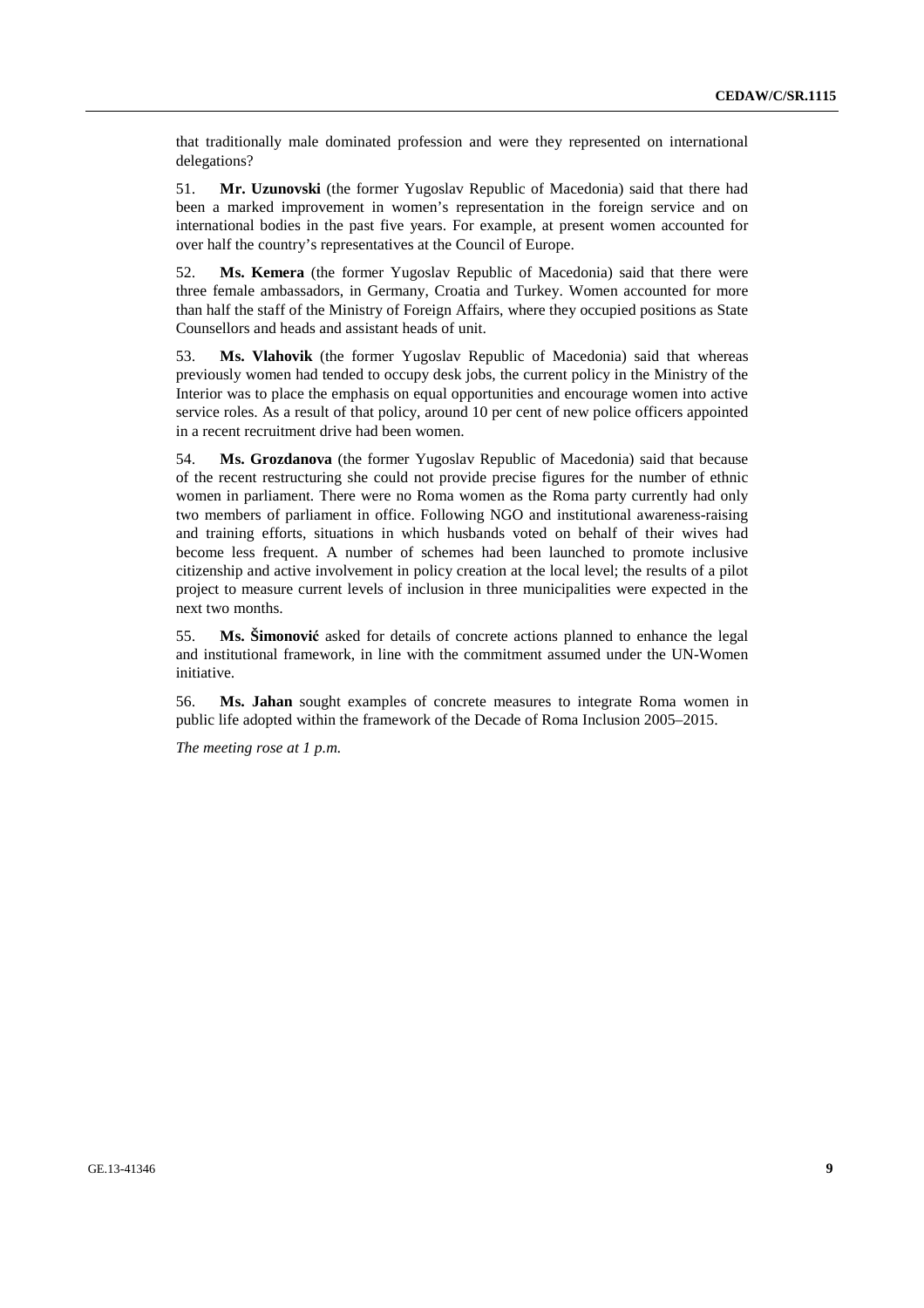that traditionally male dominated profession and were they represented on international delegations?

51. **Mr. Uzunovski** (the former Yugoslav Republic of Macedonia) said that there had been a marked improvement in women's representation in the foreign service and on international bodies in the past five years. For example, at present women accounted for over half the country's representatives at the Council of Europe.

52. **Ms. Kemera** (the former Yugoslav Republic of Macedonia) said that there were three female ambassadors, in Germany, Croatia and Turkey. Women accounted for more than half the staff of the Ministry of Foreign Affairs, where they occupied positions as State Counsellors and heads and assistant heads of unit.

53. **Ms. Vlahovik** (the former Yugoslav Republic of Macedonia) said that whereas previously women had tended to occupy desk jobs, the current policy in the Ministry of the Interior was to place the emphasis on equal opportunities and encourage women into active service roles. As a result of that policy, around 10 per cent of new police officers appointed in a recent recruitment drive had been women.

54. **Ms. Grozdanova** (the former Yugoslav Republic of Macedonia) said that because of the recent restructuring she could not provide precise figures for the number of ethnic women in parliament. There were no Roma women as the Roma party currently had only two members of parliament in office. Following NGO and institutional awareness-raising and training efforts, situations in which husbands voted on behalf of their wives had become less frequent. A number of schemes had been launched to promote inclusive citizenship and active involvement in policy creation at the local level; the results of a pilot project to measure current levels of inclusion in three municipalities were expected in the next two months.

55. **Ms. Šimonović** asked for details of concrete actions planned to enhance the legal and institutional framework, in line with the commitment assumed under the UN-Women initiative.

56. **Ms. Jahan** sought examples of concrete measures to integrate Roma women in public life adopted within the framework of the Decade of Roma Inclusion 2005–2015.

*The meeting rose at 1 p.m.*